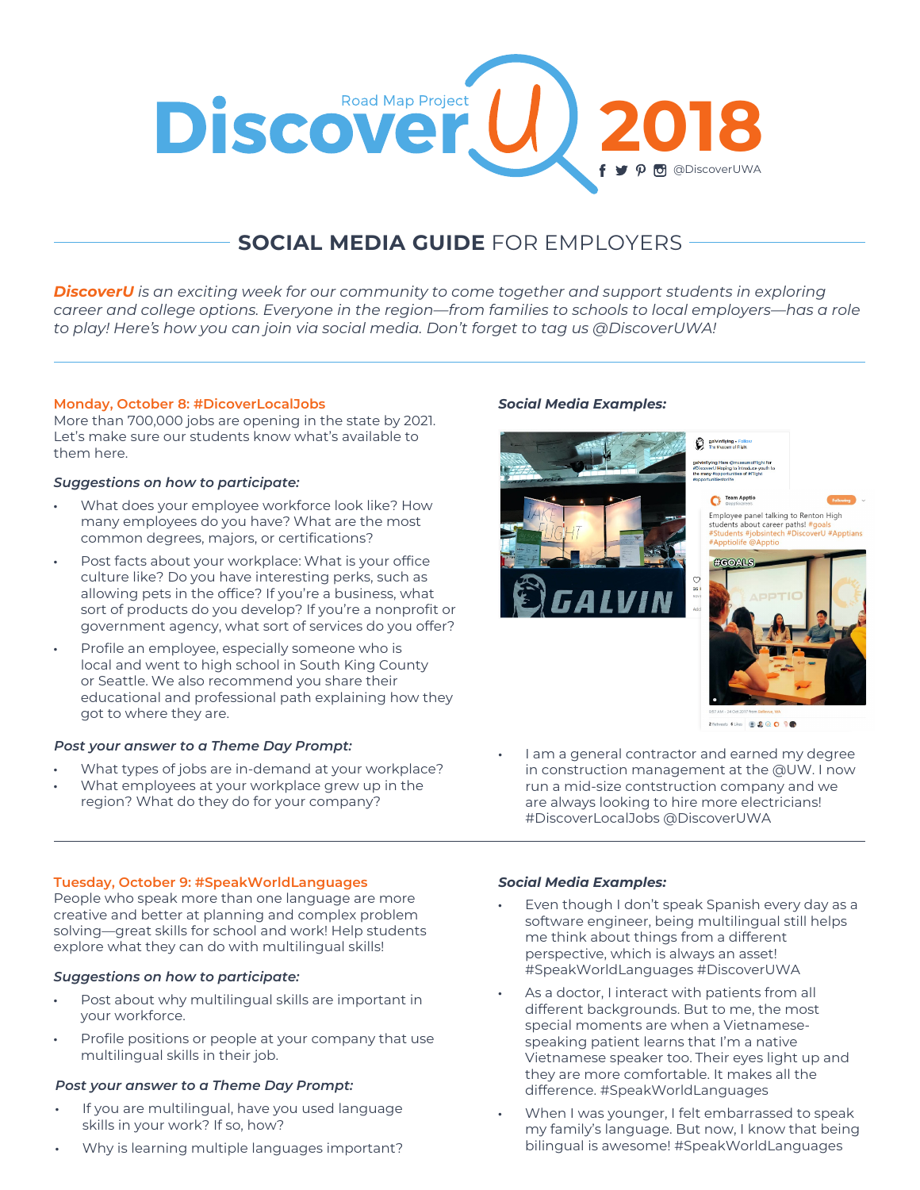# Road Map Project DiscoverU 2018

@DiscoverUWA

## SOCIAL MEDIA GUIDE FOR EMPLOYERS

***DiscoverU** is an exciting week for our community to come together and support students in exploring career and college options. Everyone in the region—from families to schools to local employers—has a role to play! Here's how you can join via social media. Don't forget to tag us @DiscoverUWA!*

---

### Monday, October 8: #DicoverLocalJobs

More than 700,000 jobs are opening in the state by 2021. Let's make sure our students know what's available to them here.

***Suggestions on how to participate:***

- What does your employee workforce look like? How many employees do you have? What are the most common degrees, majors, or certifications?
- Post facts about your workplace: What is your office culture like? Do you have interesting perks, such as allowing pets in the office? If you're a business, what sort of products do you develop? If you're a nonprofit or government agency, what sort of services do you offer?
- Profile an employee, especially someone who is local and went to high school in South King County or Seattle. We also recommend you share their educational and professional path explaining how they got to where they are.

***Post your answer to a Theme Day Prompt:***

- What types of jobs are in-demand at your workplace?
- What employees at your workplace grew up in the region? What do they do for your company?

***Social Media Examples:***

- I am a general contractor and earned my degree in construction management at the @UW. I now run a mid-size contstruction company and we are always looking to hire more electricians! #DiscoverLocalJobs @DiscoverUWA

---

### Tuesday, October 9: #SpeakWorldLanguages

People who speak more than one language are more creative and better at planning and complex problem solving—great skills for school and work! Help students explore what they can do with multilingual skills!

***Suggestions on how to participate:***

- Post about why multilingual skills are important in your workforce.
- Profile positions or people at your company that use multilingual skills in their job.

***Post your answer to a Theme Day Prompt:***

- If you are multilingual, have you used language skills in your work? If so, how?
- Why is learning multiple languages important?

***Social Media Examples:***

- Even though I don't speak Spanish every day as a software engineer, being multilingual still helps me think about things from a different perspective, which is always an asset! #SpeakWorldLanguages #DiscoverUWA
- As a doctor, I interact with patients from all different backgrounds. But to me, the most special moments are when a Vietnamese-speaking patient learns that I'm a native Vietnamese speaker too. Their eyes light up and they are more comfortable. It makes all the difference. #SpeakWorldLanguages
- When I was younger, I felt embarrassed to speak my family's language. But now, I know that being bilingual is awesome! #SpeakWorldLanguages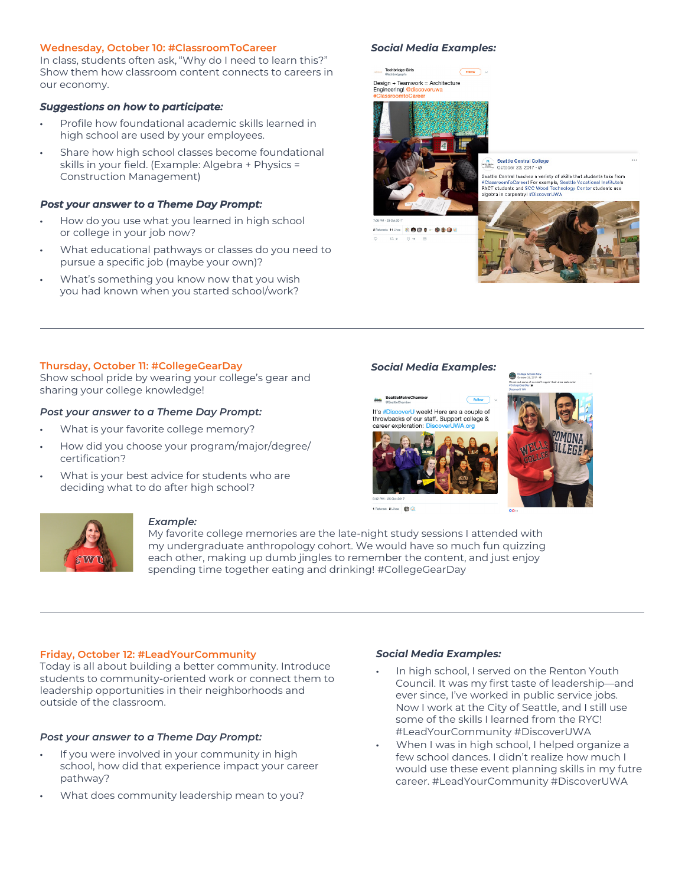## Wednesday, October 10: #ClassroomToCareer

In class, students often ask, "Why do I need to learn this?" Show them how classroom content connects to careers in our economy.

### *Suggestions on how to participate:*

- Profile how foundational academic skills learned in high school are used by your employees.
- Share how high school classes become foundational skills in your field. (Example: Algebra + Physics = Construction Management)

### *Post your answer to a Theme Day Prompt:*

- How do you use what you learned in high school or college in your job now?
- What educational pathways or classes do you need to pursue a specific job (maybe your own)?
- What's something you know now that you wish you had known when you started school/work?

### *Social Media Examples:*

---

## Thursday, October 11: #CollegeGearDay

Show school pride by wearing your college's gear and sharing your college knowledge!

### *Post your answer to a Theme Day Prompt:*

- What is your favorite college memory?
- How did you choose your program/major/degree/certification?
- What is your best advice for students who are deciding what to do after high school?

### *Social Media Examples:*

*Example:*
My favorite college memories are the late-night study sessions I attended with my undergraduate anthropology cohort. We would have so much fun quizzing each other, making up dumb jingles to remember the content, and just enjoy spending time together eating and drinking! #CollegeGearDay

---

## Friday, October 12: #LeadYourCommunity

Today is all about building a better community. Introduce students to community-oriented work or connect them to leadership opportunities in their neighborhoods and outside of the classroom.

### *Post your answer to a Theme Day Prompt:*

- If you were involved in your community in high school, how did that experience impact your career pathway?
- What does community leadership mean to you?

### *Social Media Examples:*

- In high school, I served on the Renton Youth Council. It was my first taste of leadership—and ever since, I've worked in public service jobs. Now I work at the City of Seattle, and I still use some of the skills I learned from the RYC! #LeadYourCommunity #DiscoverUWA
- When I was in high school, I helped organize a few school dances. I didn't realize how much I would use these event planning skills in my futre career. #LeadYourCommunity #DiscoverUWA